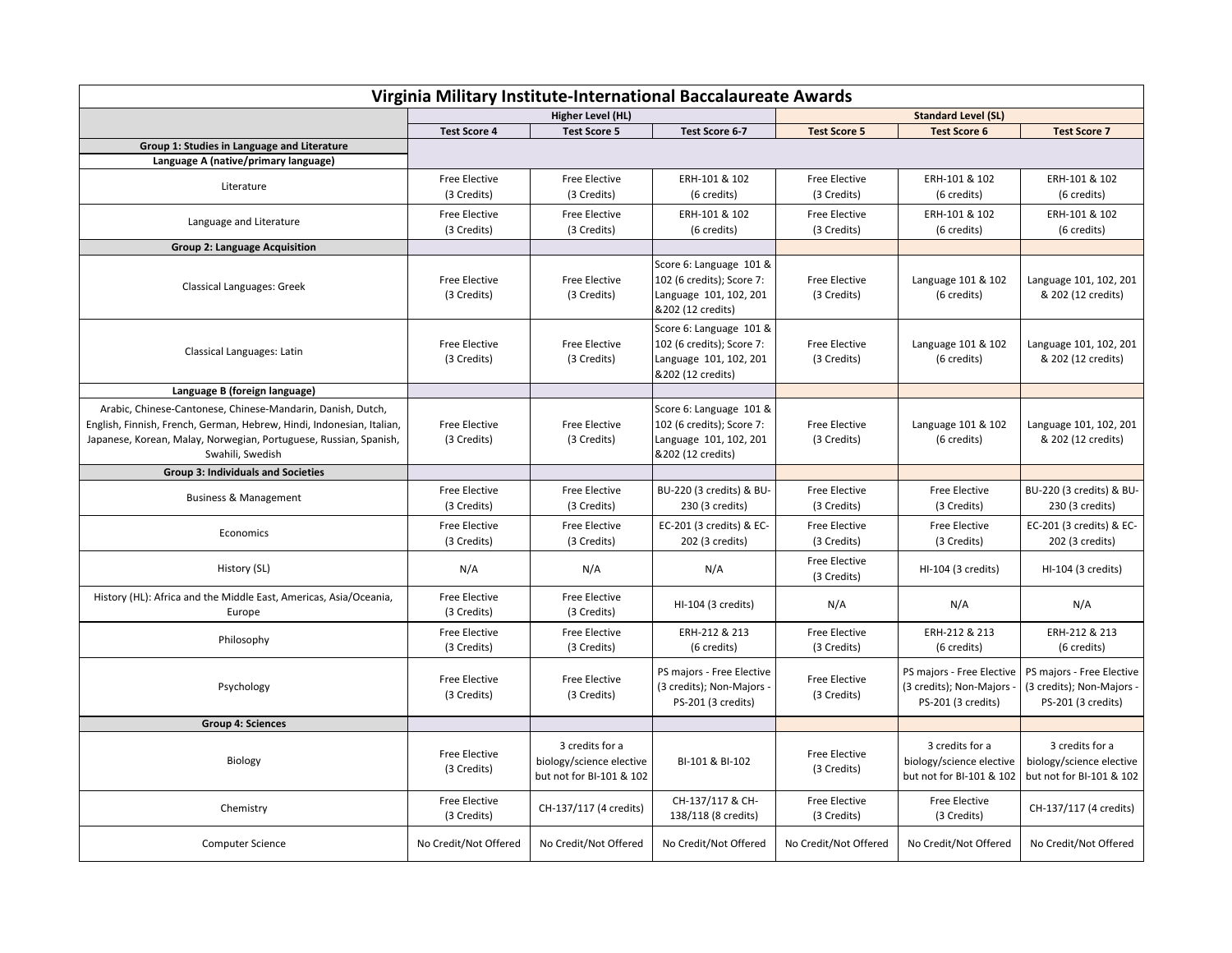| Virginia Military Institute-International Baccalaureate Awards | | | | | | |
|---|---|---|---|---|---|---|
| | Higher Level (HL) | | | Standard Level (SL) | | |
| | Test Score 4 | Test Score 5 | Test Score 6-7 | Test Score 5 | Test Score 6 | Test Score 7 |
| **Group 1: Studies in Language and Literature** | | | | | | |
| **Language A (native/primary language)** | | | | | | |
| Literature | Free Elective (3 Credits) | Free Elective (3 Credits) | ERH-101 & 102 (6 credits) | Free Elective (3 Credits) | ERH-101 & 102 (6 credits) | ERH-101 & 102 (6 credits) |
| Language and Literature | Free Elective (3 Credits) | Free Elective (3 Credits) | ERH-101 & 102 (6 credits) | Free Elective (3 Credits) | ERH-101 & 102 (6 credits) | ERH-101 & 102 (6 credits) |
| **Group 2: Language Acquisition** | | | | | | |
| Classical Languages: Greek | Free Elective (3 Credits) | Free Elective (3 Credits) | Score 6: Language 101 & 102 (6 credits); Score 7: Language 101, 102, 201 &202 (12 credits) | Free Elective (3 Credits) | Language 101 & 102 (6 credits) | Language 101, 102, 201 & 202 (12 credits) |
| Classical Languages: Latin | Free Elective (3 Credits) | Free Elective (3 Credits) | Score 6: Language 101 & 102 (6 credits); Score 7: Language 101, 102, 201 &202 (12 credits) | Free Elective (3 Credits) | Language 101 & 102 (6 credits) | Language 101, 102, 201 & 202 (12 credits) |
| **Language B (foreign language)** | | | | | | |
| Arabic, Chinese-Cantonese, Chinese-Mandarin, Danish, Dutch, English, Finnish, French, German, Hebrew, Hindi, Indonesian, Italian, Japanese, Korean, Malay, Norwegian, Portuguese, Russian, Spanish, Swahili, Swedish | Free Elective (3 Credits) | Free Elective (3 Credits) | Score 6: Language 101 & 102 (6 credits); Score 7: Language 101, 102, 201 &202 (12 credits) | Free Elective (3 Credits) | Language 101 & 102 (6 credits) | Language 101, 102, 201 & 202 (12 credits) |
| **Group 3: Individuals and Societies** | | | | | | |
| Business & Management | Free Elective (3 Credits) | Free Elective (3 Credits) | BU-220 (3 credits) & BU-230 (3 credits) | Free Elective (3 Credits) | Free Elective (3 Credits) | BU-220 (3 credits) & BU-230 (3 credits) |
| Economics | Free Elective (3 Credits) | Free Elective (3 Credits) | EC-201 (3 credits) & EC-202 (3 credits) | Free Elective (3 Credits) | Free Elective (3 Credits) | EC-201 (3 credits) & EC-202 (3 credits) |
| History (SL) | N/A | N/A | N/A | Free Elective (3 Credits) | HI-104 (3 credits) | HI-104 (3 credits) |
| History (HL): Africa and the Middle East, Americas, Asia/Oceania, Europe | Free Elective (3 Credits) | Free Elective (3 Credits) | HI-104 (3 credits) | N/A | N/A | N/A |
| Philosophy | Free Elective (3 Credits) | Free Elective (3 Credits) | ERH-212 & 213 (6 credits) | Free Elective (3 Credits) | ERH-212 & 213 (6 credits) | ERH-212 & 213 (6 credits) |
| Psychology | Free Elective (3 Credits) | Free Elective (3 Credits) | PS majors - Free Elective (3 credits); Non-Majors - PS-201 (3 credits) | Free Elective (3 Credits) | PS majors - Free Elective (3 credits); Non-Majors - PS-201 (3 credits) | PS majors - Free Elective (3 credits); Non-Majors - PS-201 (3 credits) |
| **Group 4: Sciences** | | | | | | |
| Biology | Free Elective (3 Credits) | 3 credits for a biology/science elective but not for BI-101 & 102 | BI-101 & BI-102 | Free Elective (3 Credits) | 3 credits for a biology/science elective but not for BI-101 & 102 | 3 credits for a biology/science elective but not for BI-101 & 102 |
| Chemistry | Free Elective (3 Credits) | CH-137/117 (4 credits) | CH-137/117 & CH-138/118 (8 credits) | Free Elective (3 Credits) | Free Elective (3 Credits) | CH-137/117 (4 credits) |
| Computer Science | No Credit/Not Offered | No Credit/Not Offered | No Credit/Not Offered | No Credit/Not Offered | No Credit/Not Offered | No Credit/Not Offered |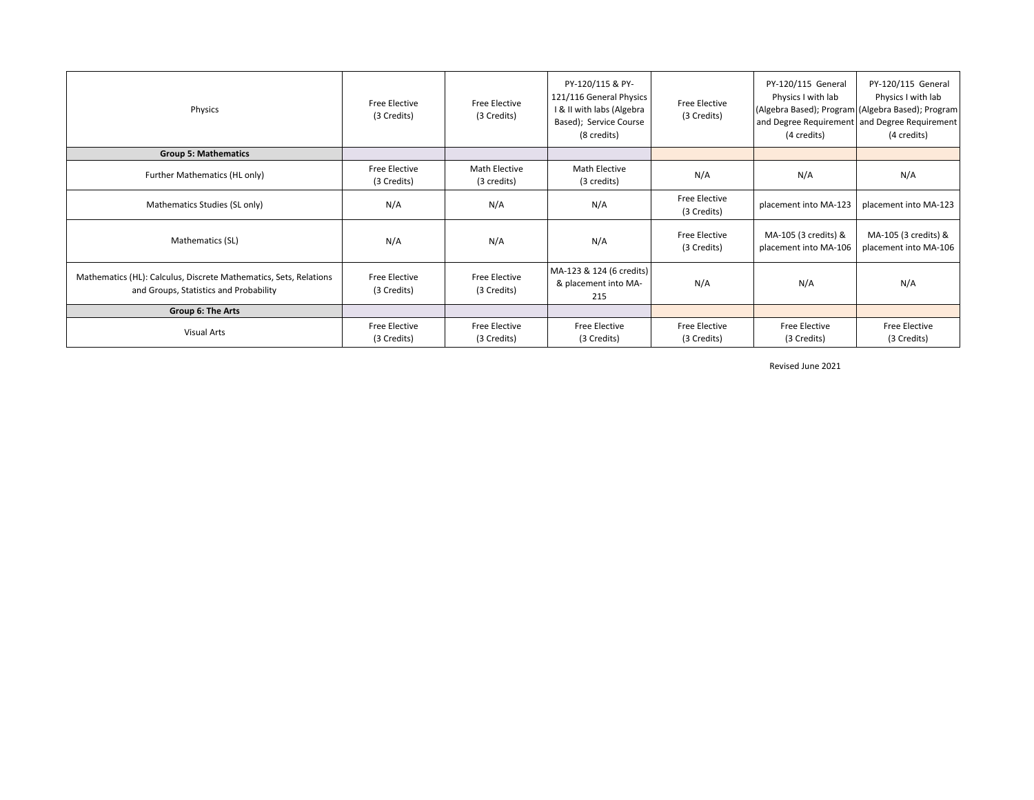| | | | | | | |
|---|---|---|---|---|---|---|
| Physics | Free Elective (3 Credits) | Free Elective (3 Credits) | PY-120/115 & PY-121/116 General Physics I & II with labs (Algebra Based); Service Course (8 credits) | Free Elective (3 Credits) | PY-120/115 General Physics I with lab (Algebra Based); Program and Degree Requirement (4 credits) | PY-120/115 General Physics I with lab (Algebra Based); Program and Degree Requirement (4 credits) |
| **Group 5: Mathematics** | | | | | | |
| Further Mathematics (HL only) | Free Elective (3 Credits) | Math Elective (3 credits) | Math Elective (3 credits) | N/A | N/A | N/A |
| Mathematics Studies (SL only) | N/A | N/A | N/A | Free Elective (3 Credits) | placement into MA-123 | placement into MA-123 |
| Mathematics (SL) | N/A | N/A | N/A | Free Elective (3 Credits) | MA-105 (3 credits) & placement into MA-106 | MA-105 (3 credits) & placement into MA-106 |
| Mathematics (HL): Calculus, Discrete Mathematics, Sets, Relations and Groups, Statistics and Probability | Free Elective (3 Credits) | Free Elective (3 Credits) | MA-123 & 124 (6 credits) & placement into MA-215 | N/A | N/A | N/A |
| **Group 6: The Arts** | | | | | | |
| Visual Arts | Free Elective (3 Credits) | Free Elective (3 Credits) | Free Elective (3 Credits) | Free Elective (3 Credits) | Free Elective (3 Credits) | Free Elective (3 Credits) |

Revised June 2021